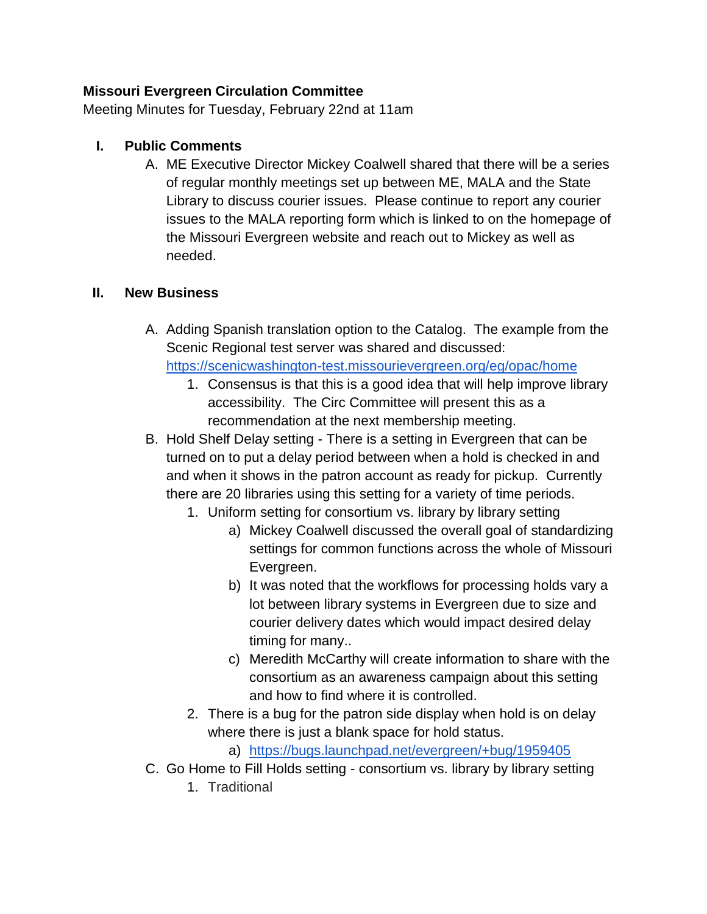**Missouri Evergreen Circulation Committee**

Meeting Minutes for Tuesday, February 22nd at 11am

I. **Public Comments**
   A. ME Executive Director Mickey Coalwell shared that there will be a series of regular monthly meetings set up between ME, MALA and the State Library to discuss courier issues. Please continue to report any courier issues to the MALA reporting form which is linked to on the homepage of the Missouri Evergreen website and reach out to Mickey as well as needed.

II. **New Business**
   A. Adding Spanish translation option to the Catalog. The example from the Scenic Regional test server was shared and discussed: [https://scenicwashington-test.missourievergreen.org/eg/opac/home](https://scenicwashington-test.missourievergreen.org/eg/opac/home)
      1. Consensus is that this is a good idea that will help improve library accessibility. The Circ Committee will present this as a recommendation at the next membership meeting.
   B. Hold Shelf Delay setting - There is a setting in Evergreen that can be turned on to put a delay period between when a hold is checked in and and when it shows in the patron account as ready for pickup. Currently there are 20 libraries using this setting for a variety of time periods.
      1. Uniform setting for consortium vs. library by library setting
         a) Mickey Coalwell discussed the overall goal of standardizing settings for common functions across the whole of Missouri Evergreen.
         b) It was noted that the workflows for processing holds vary a lot between library systems in Evergreen due to size and courier delivery dates which would impact desired delay timing for many..
         c) Meredith McCarthy will create information to share with the consortium as an awareness campaign about this setting and how to find where it is controlled.
      2. There is a bug for the patron side display when hold is on delay where there is just a blank space for hold status.
         a) [https://bugs.launchpad.net/evergreen/+bug/1959405](https://bugs.launchpad.net/evergreen/+bug/1959405)
   C. Go Home to Fill Holds setting - consortium vs. library by library setting
      1. Traditional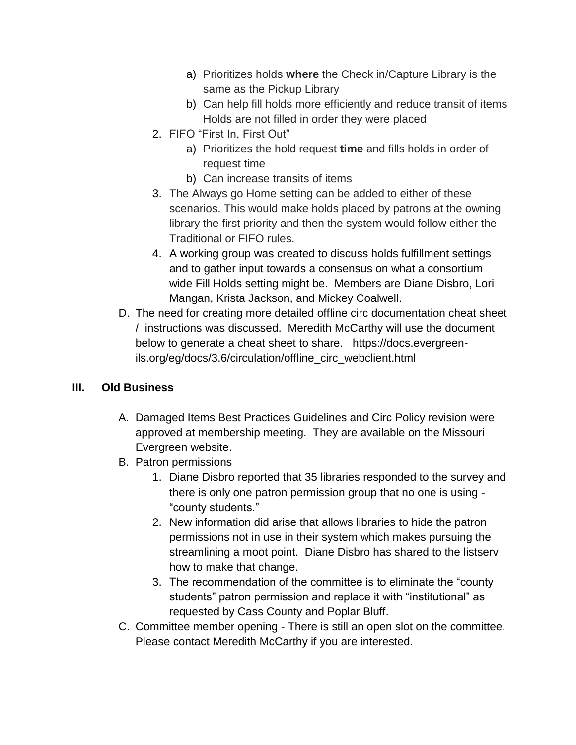a) Prioritizes holds **where** the Check in/Capture Library is the same as the Pickup Library
b) Can help fill holds more efficiently and reduce transit of items Holds are not filled in order they were placed

2. FIFO “First In, First Out”
    a) Prioritizes the hold request **time** and fills holds in order of request time
    b) Can increase transits of items
3. The Always go Home setting can be added to either of these scenarios. This would make holds placed by patrons at the owning library the first priority and then the system would follow either the Traditional or FIFO rules.
4. A working group was created to discuss holds fulfillment settings and to gather input towards a consensus on what a consortium wide Fill Holds setting might be. Members are Diane Disbro, Lori Mangan, Krista Jackson, and Mickey Coalwell.

D. The need for creating more detailed offline circ documentation cheat sheet / instructions was discussed. Meredith McCarthy will use the document below to generate a cheat sheet to share. https://docs.evergreen-ils.org/eg/docs/3.6/circulation/offline_circ_webclient.html

## III. Old Business

A. Damaged Items Best Practices Guidelines and Circ Policy revision were approved at membership meeting. They are available on the Missouri Evergreen website.

B. Patron permissions
1. Diane Disbro reported that 35 libraries responded to the survey and there is only one patron permission group that no one is using - “county students.”
2. New information did arise that allows libraries to hide the patron permissions not in use in their system which makes pursuing the streamlining a moot point. Diane Disbro has shared to the listserv how to make that change.
3. The recommendation of the committee is to eliminate the “county students” patron permission and replace it with “institutional” as requested by Cass County and Poplar Bluff.

C. Committee member opening - There is still an open slot on the committee. Please contact Meredith McCarthy if you are interested.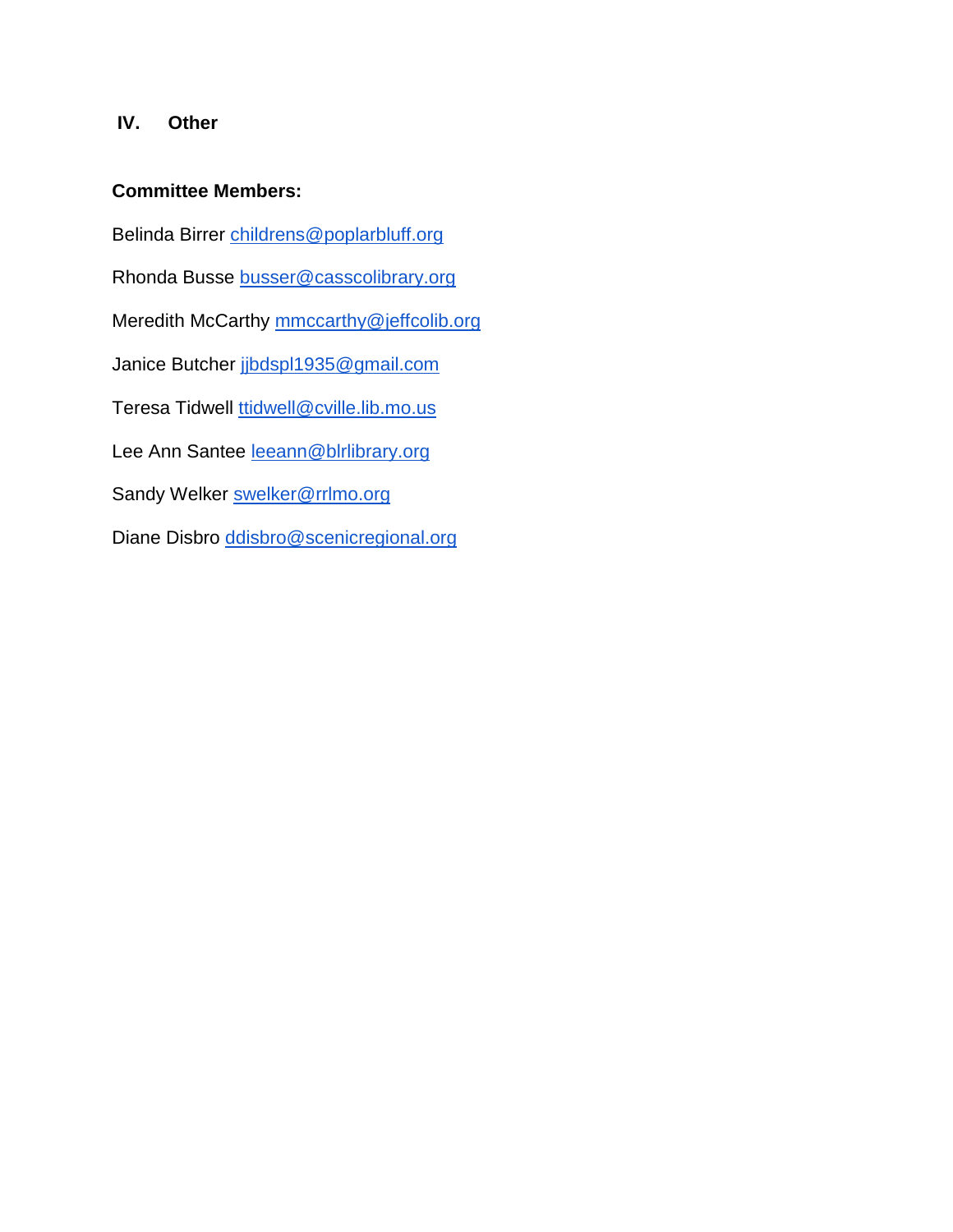## IV. Other

**Committee Members:**

Belinda Birrer childrens@poplarbluff.org

Rhonda Busse busser@casscolibrary.org

Meredith McCarthy mmccarthy@jeffcolib.org

Janice Butcher jjbdspl1935@gmail.com

Teresa Tidwell ttidwell@cville.lib.mo.us

Lee Ann Santee leeann@blrlibrary.org

Sandy Welker swelker@rrlmo.org

Diane Disbro ddisbro@scenicregional.org